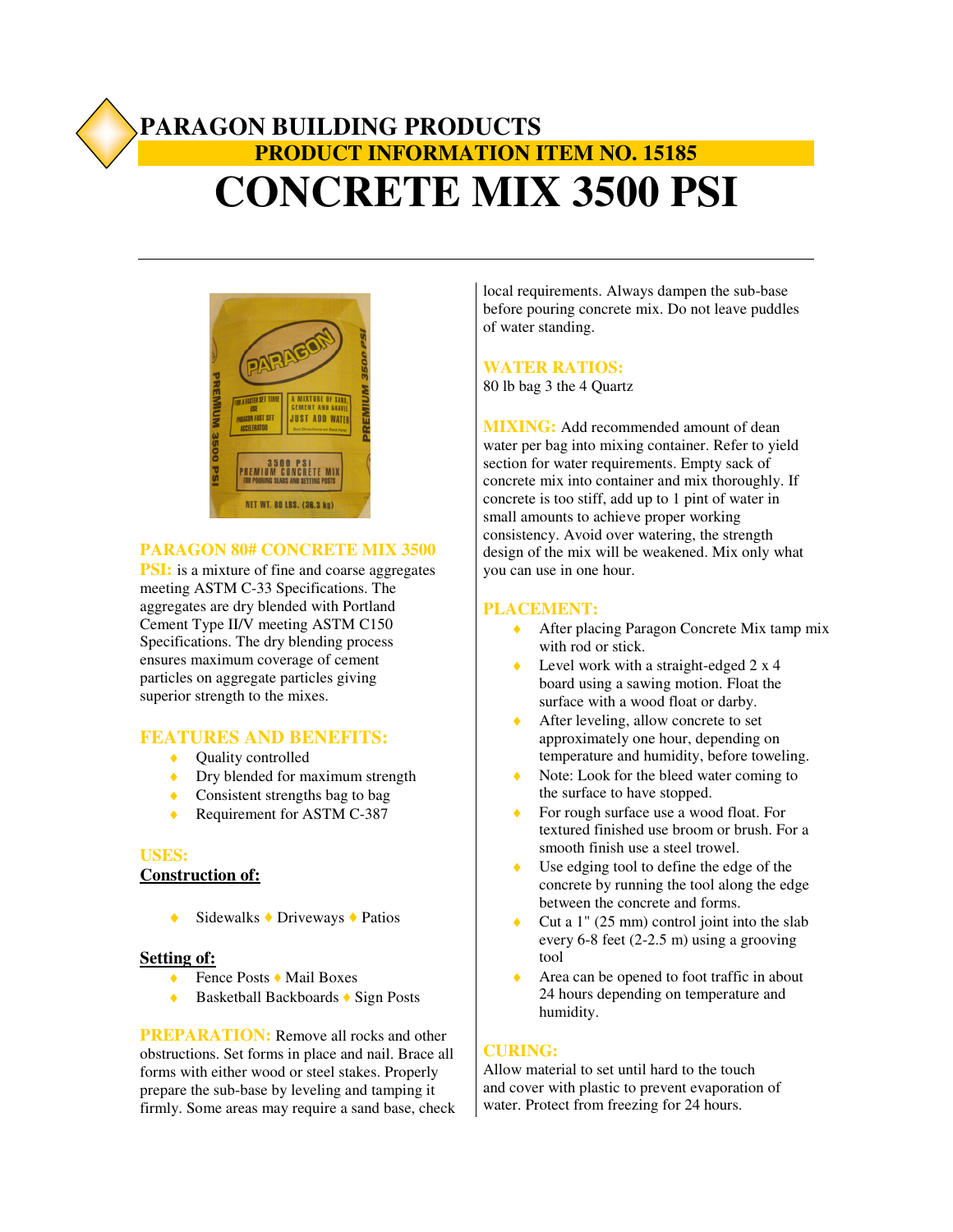# PARAGON BUILDING PRODUCTS

## PRODUCT INFORMATION ITEM NO. 15185

# CONCRETE MIX 3500 PSI

**PARAGON 80# CONCRETE MIX 3500 PSI:** is a mixture of fine and coarse aggregates meeting ASTM C-33 Specifications. The aggregates are dry blended with Portland Cement Type II/V meeting ASTM C150 Specifications. The dry blending process ensures maximum coverage of cement particles on aggregate particles giving superior strength to the mixes.

## FEATURES AND BENEFITS:

- Quality controlled
- Dry blended for maximum strength
- Consistent strengths bag to bag
- Requirement for ASTM C-387

## USES:

**Construction of:**

- Sidewalks ♦ Driveways ♦ Patios

**Setting of:**

- Fence Posts ♦ Mail Boxes
- Basketball Backboards ♦ Sign Posts

**PREPARATION:** Remove all rocks and other obstructions. Set forms in place and nail. Brace all forms with either wood or steel stakes. Properly prepare the sub-base by leveling and tamping it firmly. Some areas may require a sand base, check local requirements. Always dampen the sub-base before pouring concrete mix. Do not leave puddles of water standing.

## WATER RATIOS:

80 lb bag 3 the 4 Quartz

**MIXING:** Add recommended amount of dean water per bag into mixing container. Refer to yield section for water requirements. Empty sack of concrete mix into container and mix thoroughly. If concrete is too stiff, add up to 1 pint of water in small amounts to achieve proper working consistency. Avoid over watering, the strength design of the mix will be weakened. Mix only what you can use in one hour.

## PLACEMENT:

- After placing Paragon Concrete Mix tamp mix with rod or stick.
- Level work with a straight-edged 2 x 4 board using a sawing motion. Float the surface with a wood float or darby.
- After leveling, allow concrete to set approximately one hour, depending on temperature and humidity, before toweling.
- Note: Look for the bleed water coming to the surface to have stopped.
- For rough surface use a wood float. For textured finished use broom or brush. For a smooth finish use a steel trowel.
- Use edging tool to define the edge of the concrete by running the tool along the edge between the concrete and forms.
- Cut a 1" (25 mm) control joint into the slab every 6-8 feet (2-2.5 m) using a grooving tool
- Area can be opened to foot traffic in about 24 hours depending on temperature and humidity.

## CURING:

Allow material to set until hard to the touch and cover with plastic to prevent evaporation of water. Protect from freezing for 24 hours.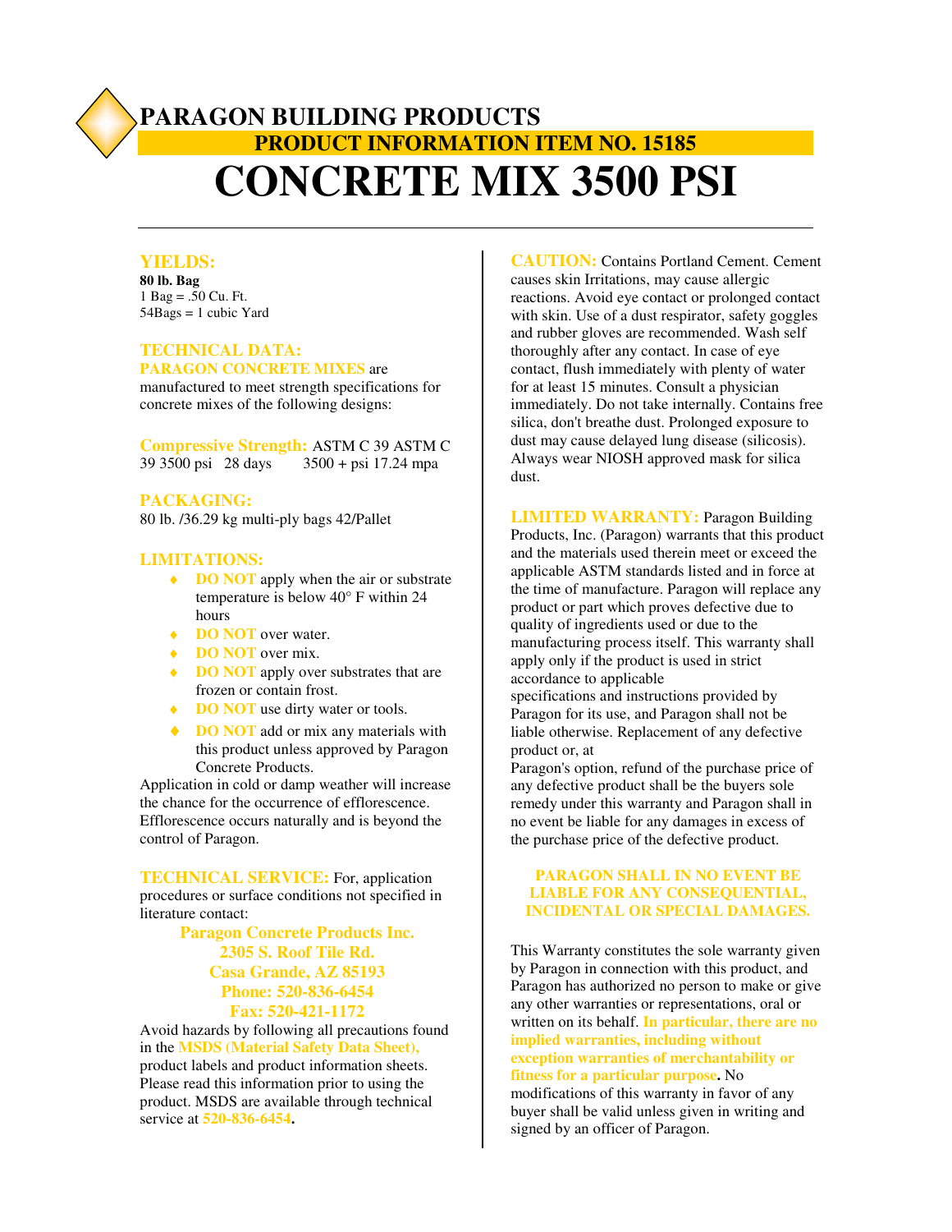# PARAGON BUILDING PRODUCTS

## PRODUCT INFORMATION ITEM NO. 15185

# CONCRETE MIX 3500 PSI

## YIELDS:

**80 lb. Bag**
1 Bag = .50 Cu. Ft.
54Bags = 1 cubic Yard

## TECHNICAL DATA:

**PARAGON CONCRETE MIXES** are manufactured to meet strength specifications for concrete mixes of the following designs:

**Compressive Strength:** ASTM C 39 ASTM C 39 3500 psi 28 days 3500 + psi 17.24 mpa

## PACKAGING:

80 lb. /36.29 kg multi-ply bags 42/Pallet

## LIMITATIONS:

- **DO NOT** apply when the air or substrate temperature is below 40° F within 24 hours
- **DO NOT** over water.
- **DO NOT** over mix.
- **DO NOT** apply over substrates that are frozen or contain frost.
- **DO NOT** use dirty water or tools.
- **DO NOT** add or mix any materials with this product unless approved by Paragon Concrete Products.

Application in cold or damp weather will increase the chance for the occurrence of efflorescence. Efflorescence occurs naturally and is beyond the control of Paragon.

**TECHNICAL SERVICE:** For, application procedures or surface conditions not specified in literature contact:

**Paragon Concrete Products Inc.**
**2305 S. Roof Tile Rd.**
**Casa Grande, AZ 85193**
**Phone: 520-836-6454**
**Fax: 520-421-1172**

Avoid hazards by following all precautions found in the **MSDS (Material Safety Data Sheet),** product labels and product information sheets. Please read this information prior to using the product. MSDS are available through technical service at **520-836-6454.**

**CAUTION:** Contains Portland Cement. Cement causes skin Irritations, may cause allergic reactions. Avoid eye contact or prolonged contact with skin. Use of a dust respirator, safety goggles and rubber gloves are recommended. Wash self thoroughly after any contact. In case of eye contact, flush immediately with plenty of water for at least 15 minutes. Consult a physician immediately. Do not take internally. Contains free silica, don't breathe dust. Prolonged exposure to dust may cause delayed lung disease (silicosis). Always wear NIOSH approved mask for silica dust.

**LIMITED WARRANTY:** Paragon Building Products, Inc. (Paragon) warrants that this product and the materials used therein meet or exceed the applicable ASTM standards listed and in force at the time of manufacture. Paragon will replace any product or part which proves defective due to quality of ingredients used or due to the manufacturing process itself. This warranty shall apply only if the product is used in strict accordance to applicable specifications and instructions provided by Paragon for its use, and Paragon shall not be liable otherwise. Replacement of any defective product or, at Paragon's option, refund of the purchase price of any defective product shall be the buyers sole remedy under this warranty and Paragon shall in no event be liable for any damages in excess of the purchase price of the defective product.

**PARAGON SHALL IN NO EVENT BE LIABLE FOR ANY CONSEQUENTIAL, INCIDENTAL OR SPECIAL DAMAGES.**

This Warranty constitutes the sole warranty given by Paragon in connection with this product, and Paragon has authorized no person to make or give any other warranties or representations, oral or written on its behalf. **In particular, there are no implied warranties, including without exception warranties of merchantability or fitness for a particular purpose.** No modifications of this warranty in favor of any buyer shall be valid unless given in writing and signed by an officer of Paragon.